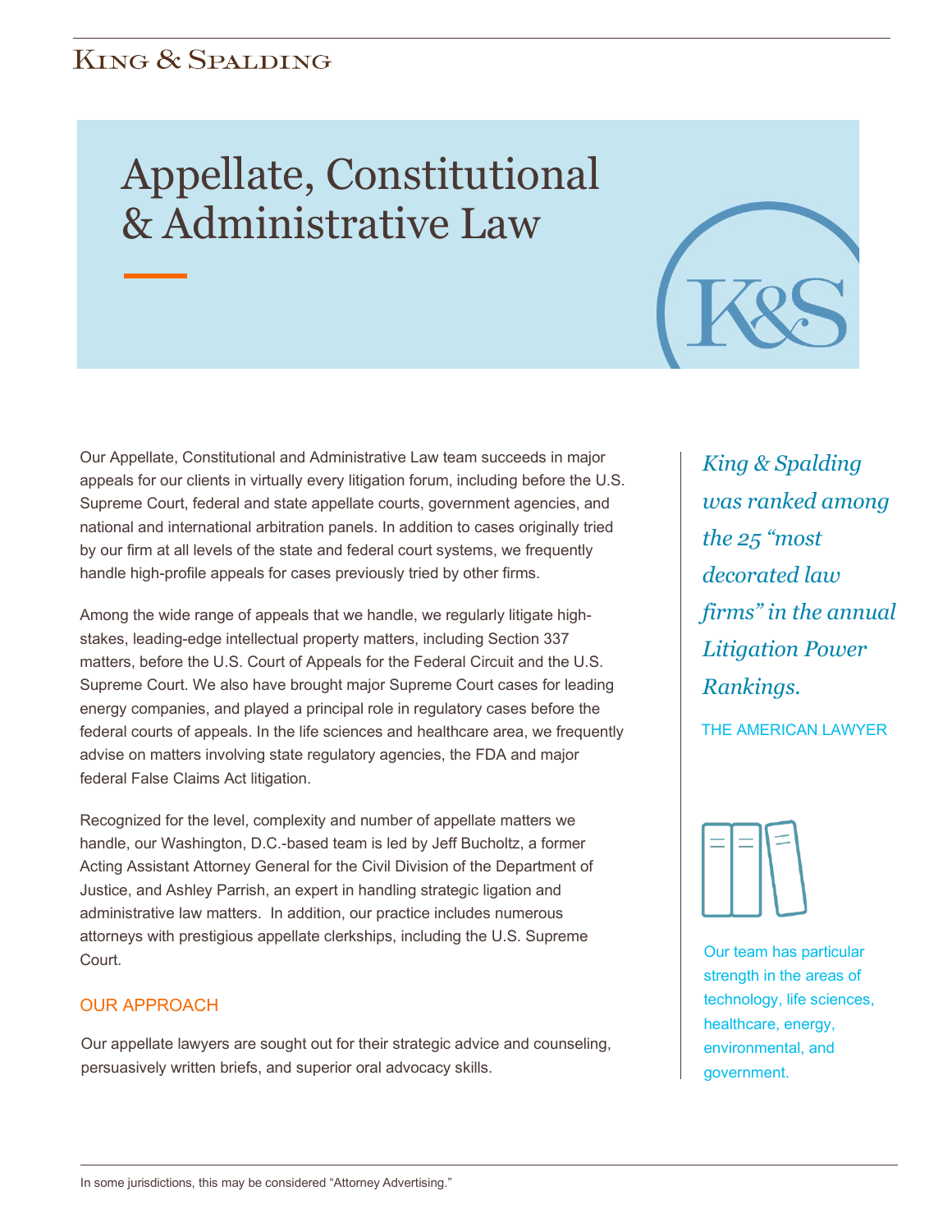King & Spalding

# Appellate, Constitutional & Administrative Law

Our Appellate, Constitutional and Administrative Law team succeeds in major appeals for our clients in virtually every litigation forum, including before the U.S. Supreme Court, federal and state appellate courts, government agencies, and national and international arbitration panels. In addition to cases originally tried by our firm at all levels of the state and federal court systems, we frequently handle high-profile appeals for cases previously tried by other firms.

Among the wide range of appeals that we handle, we regularly litigate high-stakes, leading-edge intellectual property matters, including Section 337 matters, before the U.S. Court of Appeals for the Federal Circuit and the U.S. Supreme Court. We also have brought major Supreme Court cases for leading energy companies, and played a principal role in regulatory cases before the federal courts of appeals. In the life sciences and healthcare area, we frequently advise on matters involving state regulatory agencies, the FDA and major federal False Claims Act litigation.

Recognized for the level, complexity and number of appellate matters we handle, our Washington, D.C.-based team is led by Jeff Bucholtz, a former Acting Assistant Attorney General for the Civil Division of the Department of Justice, and Ashley Parrish, an expert in handling strategic ligation and administrative law matters. In addition, our practice includes numerous attorneys with prestigious appellate clerkships, including the U.S. Supreme Court.

## OUR APPROACH

Our appellate lawyers are sought out for their strategic advice and counseling, persuasively written briefs, and superior oral advocacy skills.

*King & Spalding was ranked among the 25 "most decorated law firms" in the annual Litigation Power Rankings.*

THE AMERICAN LAWYER

Our team has particular strength in the areas of technology, life sciences, healthcare, energy, environmental, and government.

In some jurisdictions, this may be considered "Attorney Advertising."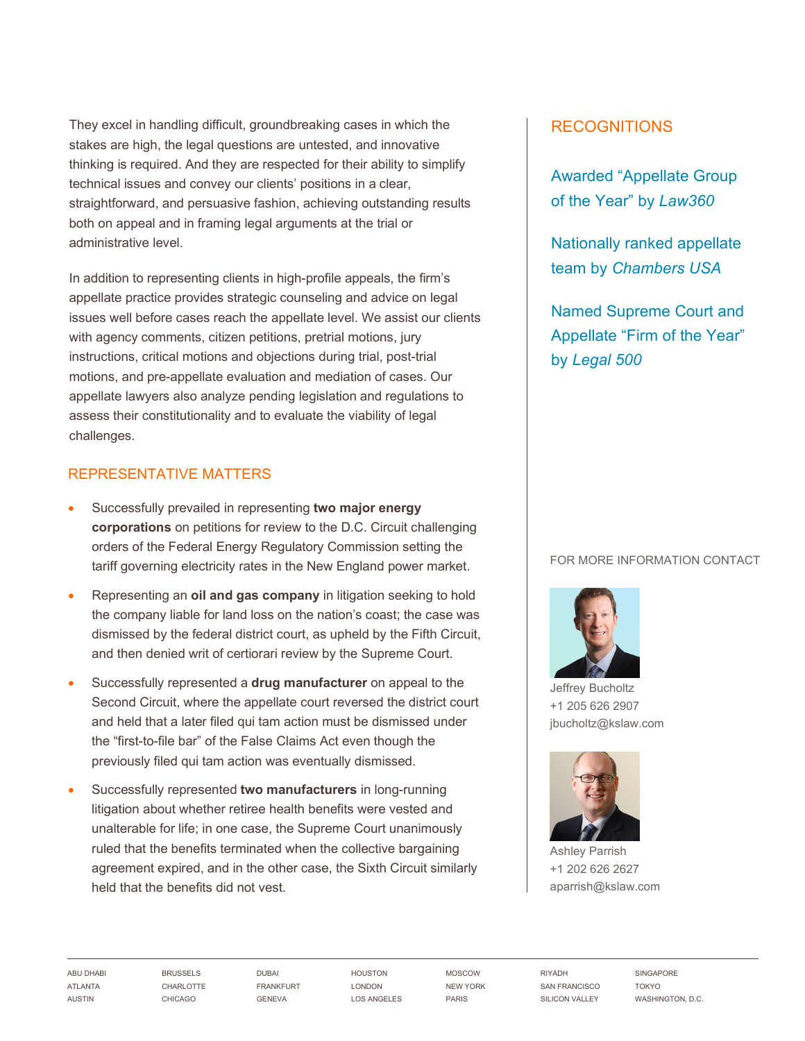They excel in handling difficult, groundbreaking cases in which the stakes are high, the legal questions are untested, and innovative thinking is required. And they are respected for their ability to simplify technical issues and convey our clients' positions in a clear, straightforward, and persuasive fashion, achieving outstanding results both on appeal and in framing legal arguments at the trial or administrative level.

In addition to representing clients in high-profile appeals, the firm's appellate practice provides strategic counseling and advice on legal issues well before cases reach the appellate level. We assist our clients with agency comments, citizen petitions, pretrial motions, jury instructions, critical motions and objections during trial, post-trial motions, and pre-appellate evaluation and mediation of cases. Our appellate lawyers also analyze pending legislation and regulations to assess their constitutionality and to evaluate the viability of legal challenges.

## REPRESENTATIVE MATTERS

- Successfully prevailed in representing **two major energy corporations** on petitions for review to the D.C. Circuit challenging orders of the Federal Energy Regulatory Commission setting the tariff governing electricity rates in the New England power market.
- Representing an **oil and gas company** in litigation seeking to hold the company liable for land loss on the nation's coast; the case was dismissed by the federal district court, as upheld by the Fifth Circuit, and then denied writ of certiorari review by the Supreme Court.
- Successfully represented a **drug manufacturer** on appeal to the Second Circuit, where the appellate court reversed the district court and held that a later filed qui tam action must be dismissed under the "first-to-file bar" of the False Claims Act even though the previously filed qui tam action was eventually dismissed.
- Successfully represented **two manufacturers** in long-running litigation about whether retiree health benefits were vested and unalterable for life; in one case, the Supreme Court unanimously ruled that the benefits terminated when the collective bargaining agreement expired, and in the other case, the Sixth Circuit similarly held that the benefits did not vest.

## RECOGNITIONS

Awarded "Appellate Group of the Year" by *Law360*

Nationally ranked appellate team by *Chambers USA*

Named Supreme Court and Appellate "Firm of the Year" by *Legal 500*

FOR MORE INFORMATION CONTACT

Jeffrey Bucholtz
+1 205 626 2907
jbucholtz@kslaw.com

Ashley Parrish
+1 202 626 2627
aparrish@kslaw.com

ABU DHABI, ATLANTA, AUSTIN, BRUSSELS, CHARLOTTE, CHICAGO, DUBAI, FRANKFURT, GENEVA, HOUSTON, LONDON, LOS ANGELES, MOSCOW, NEW YORK, PARIS, RIYADH, SAN FRANCISCO, SILICON VALLEY, SINGAPORE, TOKYO, WASHINGTON, D.C.